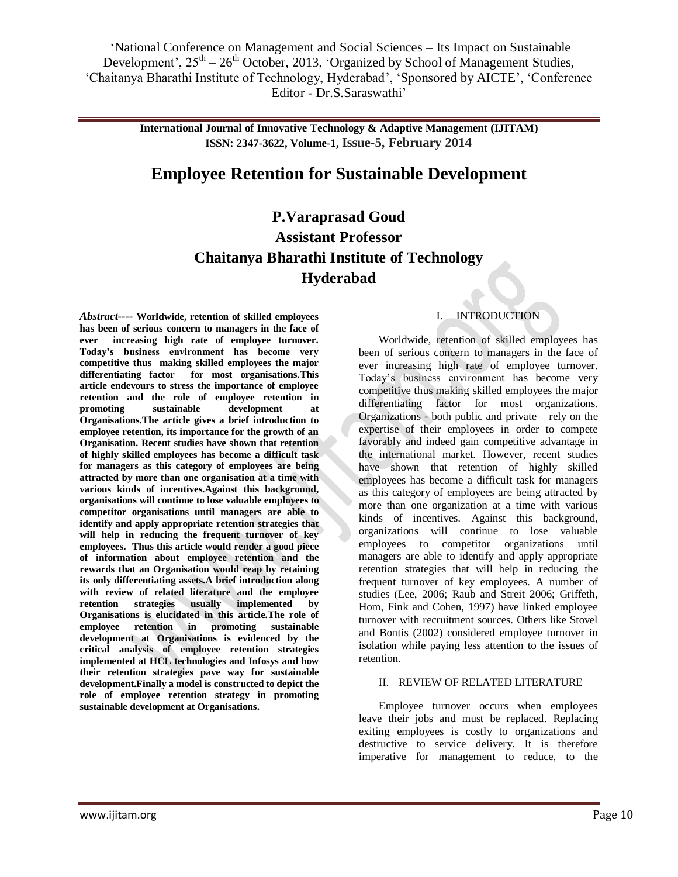'National Conference on Management and Social Sciences – Its Impact on Sustainable Development', 25th – 26th October, 2013, 'Organized by School of Management Studies, 'Chaitanya Bharathi Institute of Technology, Hyderabad', 'Sponsored by AICTE', 'Conference Editor - Dr.S.Saraswathi'

**International Journal of Innovative Technology & Adaptive Management (IJITAM)**
**ISSN: 2347-3622, Volume-1, Issue-5, February 2014**

# Employee Retention for Sustainable Development

**P.Varaprasad Goud**
**Assistant Professor**
**Chaitanya Bharathi Institute of Technology**
**Hyderabad**

***Abstract----*** **Worldwide, retention of skilled employees has been of serious concern to managers in the face of ever increasing high rate of employee turnover. Today's business environment has become very competitive thus making skilled employees the major differentiating factor for most organisations.This article endevours to stress the importance of employee retention and the role of employee retention in promoting sustainable development at Organisations.The article gives a brief introduction to employee retention, its importance for the growth of an Organisation. Recent studies have shown that retention of highly skilled employees has become a difficult task for managers as this category of employees are being attracted by more than one organisation at a time with various kinds of incentives.Against this background, organisations will continue to lose valuable employees to competitor organisations until managers are able to identify and apply appropriate retention strategies that will help in reducing the frequent turnover of key employees. Thus this article would render a good piece of information about employee retention and the rewards that an Organisation would reap by retaining its only differentiating assets.A brief introduction along with review of related literature and the employee retention strategies usually implemented by Organisations is elucidated in this article.The role of employee retention in promoting sustainable development at Organisations is evidenced by the critical analysis of employee retention strategies implemented at HCL technologies and Infosys and how their retention strategies pave way for sustainable development.Finally a model is constructed to depict the role of employee retention strategy in promoting sustainable development at Organisations.**

## I. INTRODUCTION

Worldwide, retention of skilled employees has been of serious concern to managers in the face of ever increasing high rate of employee turnover. Today's business environment has become very competitive thus making skilled employees the major differentiating factor for most organizations. Organizations - both public and private – rely on the expertise of their employees in order to compete favorably and indeed gain competitive advantage in the international market. However, recent studies have shown that retention of highly skilled employees has become a difficult task for managers as this category of employees are being attracted by more than one organization at a time with various kinds of incentives. Against this background, organizations will continue to lose valuable employees to competitor organizations until managers are able to identify and apply appropriate retention strategies that will help in reducing the frequent turnover of key employees. A number of studies (Lee, 2006; Raub and Streit 2006; Griffeth, Hom, Fink and Cohen, 1997) have linked employee turnover with recruitment sources. Others like Stovel and Bontis (2002) considered employee turnover in isolation while paying less attention to the issues of retention.

## II. REVIEW OF RELATED LITERATURE

Employee turnover occurs when employees leave their jobs and must be replaced. Replacing exiting employees is costly to organizations and destructive to service delivery. It is therefore imperative for management to reduce, to the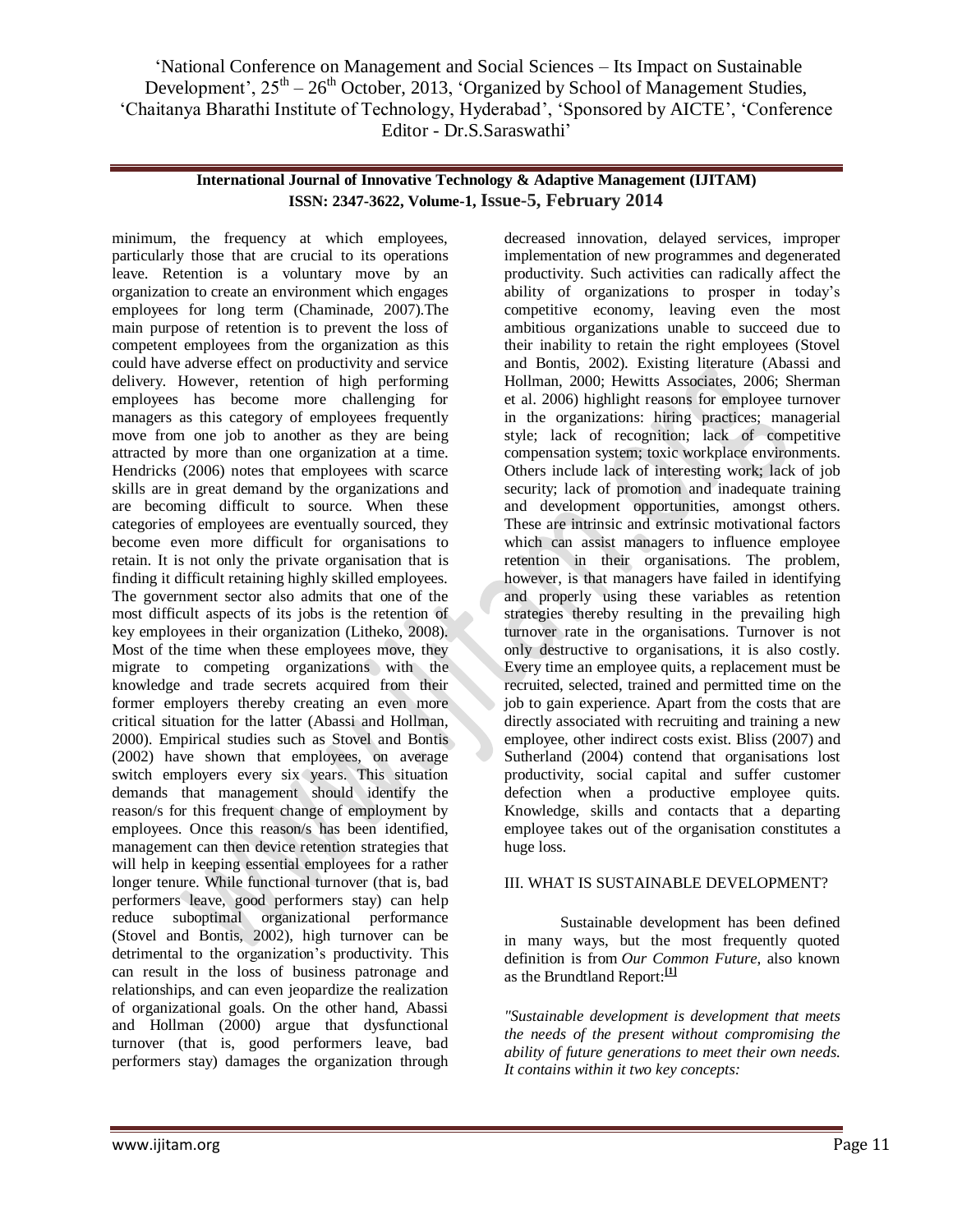minimum, the frequency at which employees, particularly those that are crucial to its operations leave. Retention is a voluntary move by an organization to create an environment which engages employees for long term (Chaminade, 2007).The main purpose of retention is to prevent the loss of competent employees from the organization as this could have adverse effect on productivity and service delivery. However, retention of high performing employees has become more challenging for managers as this category of employees frequently move from one job to another as they are being attracted by more than one organization at a time. Hendricks (2006) notes that employees with scarce skills are in great demand by the organizations and are becoming difficult to source. When these categories of employees are eventually sourced, they become even more difficult for organisations to retain. It is not only the private organisation that is finding it difficult retaining highly skilled employees. The government sector also admits that one of the most difficult aspects of its jobs is the retention of key employees in their organization (Litheko, 2008). Most of the time when these employees move, they migrate to competing organizations with the knowledge and trade secrets acquired from their former employers thereby creating an even more critical situation for the latter (Abassi and Hollman, 2000). Empirical studies such as Stovel and Bontis (2002) have shown that employees, on average switch employers every six years. This situation demands that management should identify the reason/s for this frequent change of employment by employees. Once this reason/s has been identified, management can then device retention strategies that will help in keeping essential employees for a rather longer tenure. While functional turnover (that is, bad performers leave, good performers stay) can help reduce suboptimal organizational performance (Stovel and Bontis, 2002), high turnover can be detrimental to the organization's productivity. This can result in the loss of business patronage and relationships, and can even jeopardize the realization of organizational goals. On the other hand, Abassi and Hollman (2000) argue that dysfunctional turnover (that is, good performers leave, bad performers stay) damages the organization through decreased innovation, delayed services, improper implementation of new programmes and degenerated productivity. Such activities can radically affect the ability of organizations to prosper in today's competitive economy, leaving even the most ambitious organizations unable to succeed due to their inability to retain the right employees (Stovel and Bontis, 2002). Existing literature (Abassi and Hollman, 2000; Hewitts Associates, 2006; Sherman et al. 2006) highlight reasons for employee turnover in the organizations: hiring practices; managerial style; lack of recognition; lack of competitive compensation system; toxic workplace environments. Others include lack of interesting work; lack of job security; lack of promotion and inadequate training and development opportunities, amongst others. These are intrinsic and extrinsic motivational factors which can assist managers to influence employee retention in their organisations. The problem, however, is that managers have failed in identifying and properly using these variables as retention strategies thereby resulting in the prevailing high turnover rate in the organisations. Turnover is not only destructive to organisations, it is also costly. Every time an employee quits, a replacement must be recruited, selected, trained and permitted time on the job to gain experience. Apart from the costs that are directly associated with recruiting and training a new employee, other indirect costs exist. Bliss (2007) and Sutherland (2004) contend that organisations lost productivity, social capital and suffer customer defection when a productive employee quits. Knowledge, skills and contacts that a departing employee takes out of the organisation constitutes a huge loss.

## III. WHAT IS SUSTAINABLE DEVELOPMENT?

Sustainable development has been defined in many ways, but the most frequently quoted definition is from *Our Common Future*, also known as the Brundtland Report:[1]

*"Sustainable development is development that meets the needs of the present without compromising the ability of future generations to meet their own needs. It contains within it two key concepts:*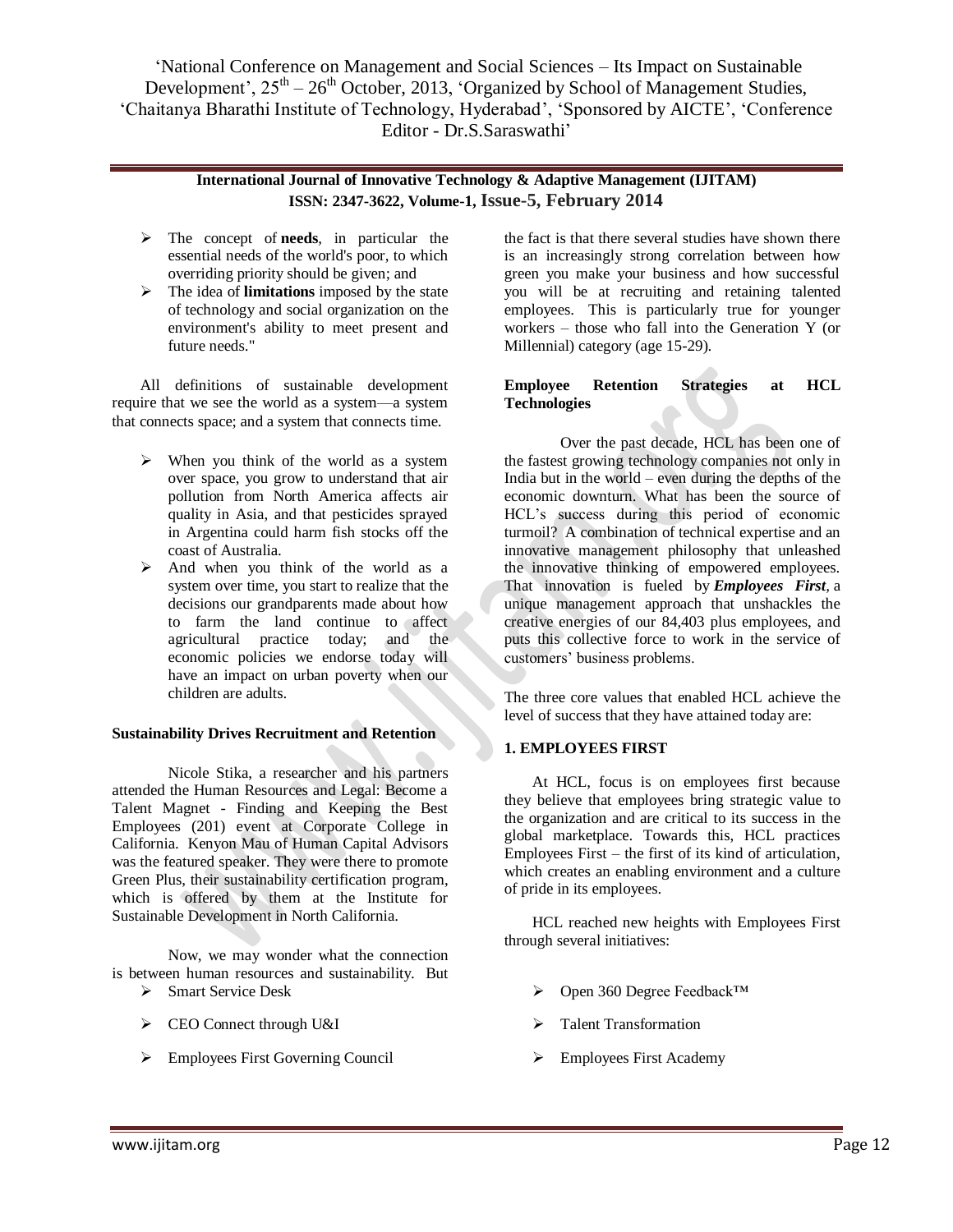- The concept of **needs**, in particular the essential needs of the world's poor, to which overriding priority should be given; and
- The idea of **limitations** imposed by the state of technology and social organization on the environment's ability to meet present and future needs."

All definitions of sustainable development require that we see the world as a system—a system that connects space; and a system that connects time.

- When you think of the world as a system over space, you grow to understand that air pollution from North America affects air quality in Asia, and that pesticides sprayed in Argentina could harm fish stocks off the coast of Australia.
- And when you think of the world as a system over time, you start to realize that the decisions our grandparents made about how to farm the land continue to affect agricultural practice today; and the economic policies we endorse today will have an impact on urban poverty when our children are adults.

**Sustainability Drives Recruitment and Retention**

Nicole Stika, a researcher and his partners attended the Human Resources and Legal: Become a Talent Magnet - Finding and Keeping the Best Employees (201) event at Corporate College in California. Kenyon Mau of Human Capital Advisors was the featured speaker. They were there to promote Green Plus, their sustainability certification program, which is offered by them at the Institute for Sustainable Development in North California.

Now, we may wonder what the connection is between human resources and sustainability. But the fact is that there several studies have shown there is an increasingly strong correlation between how green you make your business and how successful you will be at recruiting and retaining talented employees. This is particularly true for younger workers – those who fall into the Generation Y (or Millennial) category (age 15-29).

**Employee Retention Strategies at HCL Technologies**

Over the past decade, HCL has been one of the fastest growing technology companies not only in India but in the world – even during the depths of the economic downturn. What has been the source of HCL's success during this period of economic turmoil? A combination of technical expertise and an innovative management philosophy that unleashed the innovative thinking of empowered employees. That innovation is fueled by ***Employees First***, a unique management approach that unshackles the creative energies of our 84,403 plus employees, and puts this collective force to work in the service of customers' business problems.

The three core values that enabled HCL achieve the level of success that they have attained today are:

**1. EMPLOYEES FIRST**

At HCL, focus is on employees first because they believe that employees bring strategic value to the organization and are critical to its success in the global marketplace. Towards this, HCL practices Employees First – the first of its kind of articulation, which creates an enabling environment and a culture of pride in its employees.

HCL reached new heights with Employees First through several initiatives:

- Smart Service Desk
- CEO Connect through U&I
- Employees First Governing Council
- Open 360 Degree Feedback™
- Talent Transformation
- Employees First Academy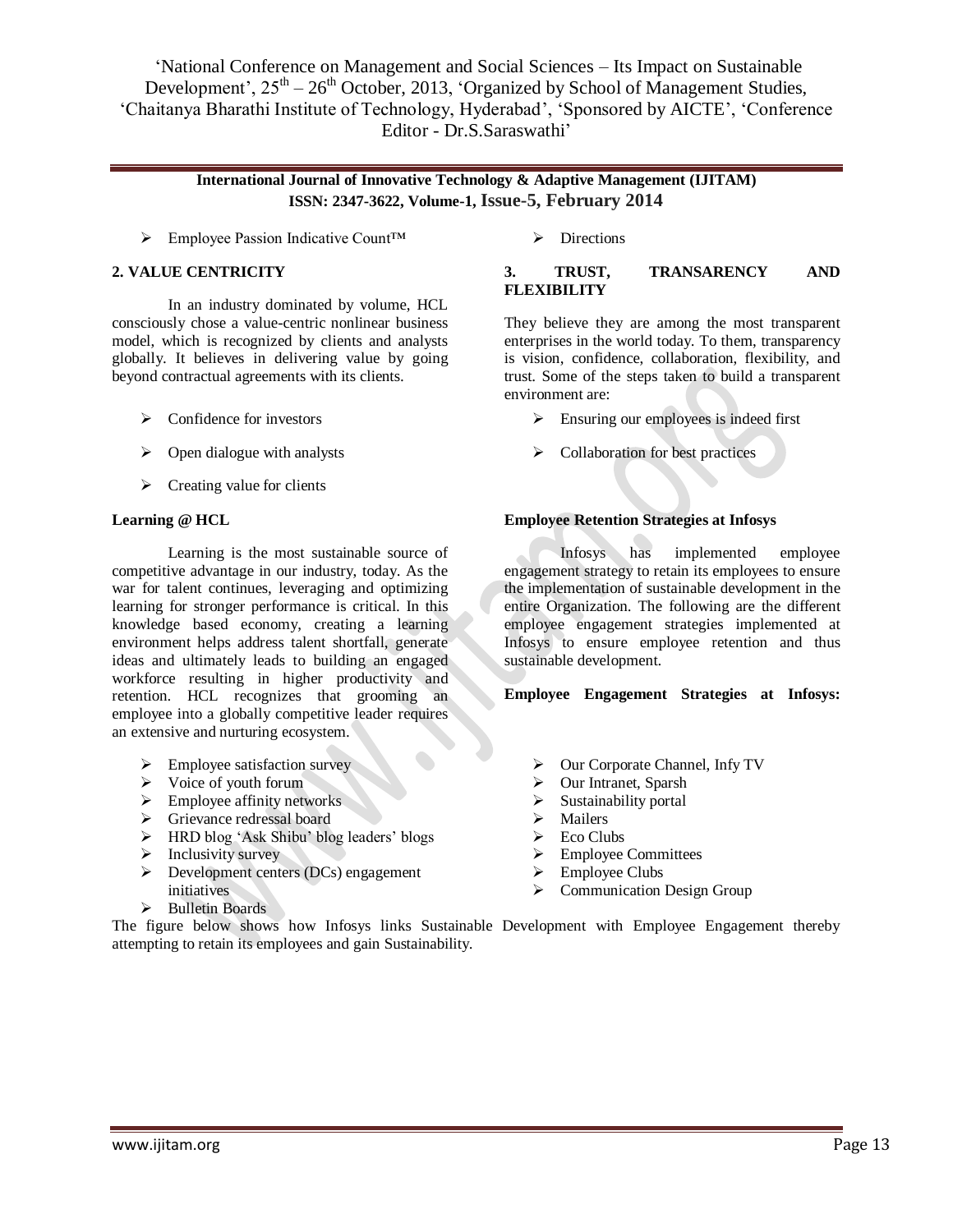- Employee Passion Indicative Count™

**2. VALUE CENTRICITY**

In an industry dominated by volume, HCL consciously chose a value-centric nonlinear business model, which is recognized by clients and analysts globally. It believes in delivering value by going beyond contractual agreements with its clients.

- Confidence for investors
- Open dialogue with analysts
- Creating value for clients

**Learning @ HCL**

Learning is the most sustainable source of competitive advantage in our industry, today. As the war for talent continues, leveraging and optimizing learning for stronger performance is critical. In this knowledge based economy, creating a learning environment helps address talent shortfall, generate ideas and ultimately leads to building an engaged workforce resulting in higher productivity and retention. HCL recognizes that grooming an employee into a globally competitive leader requires an extensive and nurturing ecosystem.

- Employee satisfaction survey
- Voice of youth forum
- Employee affinity networks
- Grievance redressal board
- HRD blog 'Ask Shibu' blog leaders' blogs
- Inclusivity survey
- Development centers (DCs) engagement initiatives
- Bulletin Boards
- Directions

**3. TRUST, TRANSARENCY AND FLEXIBILITY**

They believe they are among the most transparent enterprises in the world today. To them, transparency is vision, confidence, collaboration, flexibility, and trust. Some of the steps taken to build a transparent environment are:

- Ensuring our employees is indeed first
- Collaboration for best practices

**Employee Retention Strategies at Infosys**

Infosys has implemented employee engagement strategy to retain its employees to ensure the implementation of sustainable development in the entire Organization. The following are the different employee engagement strategies implemented at Infosys to ensure employee retention and thus sustainable development.

**Employee Engagement Strategies at Infosys:**

- Our Corporate Channel, Infy TV
- Our Intranet, Sparsh
- Sustainability portal
- Mailers
- Eco Clubs
- Employee Committees
- Employee Clubs
- Communication Design Group

The figure below shows how Infosys links Sustainable Development with Employee Engagement thereby attempting to retain its employees and gain Sustainability.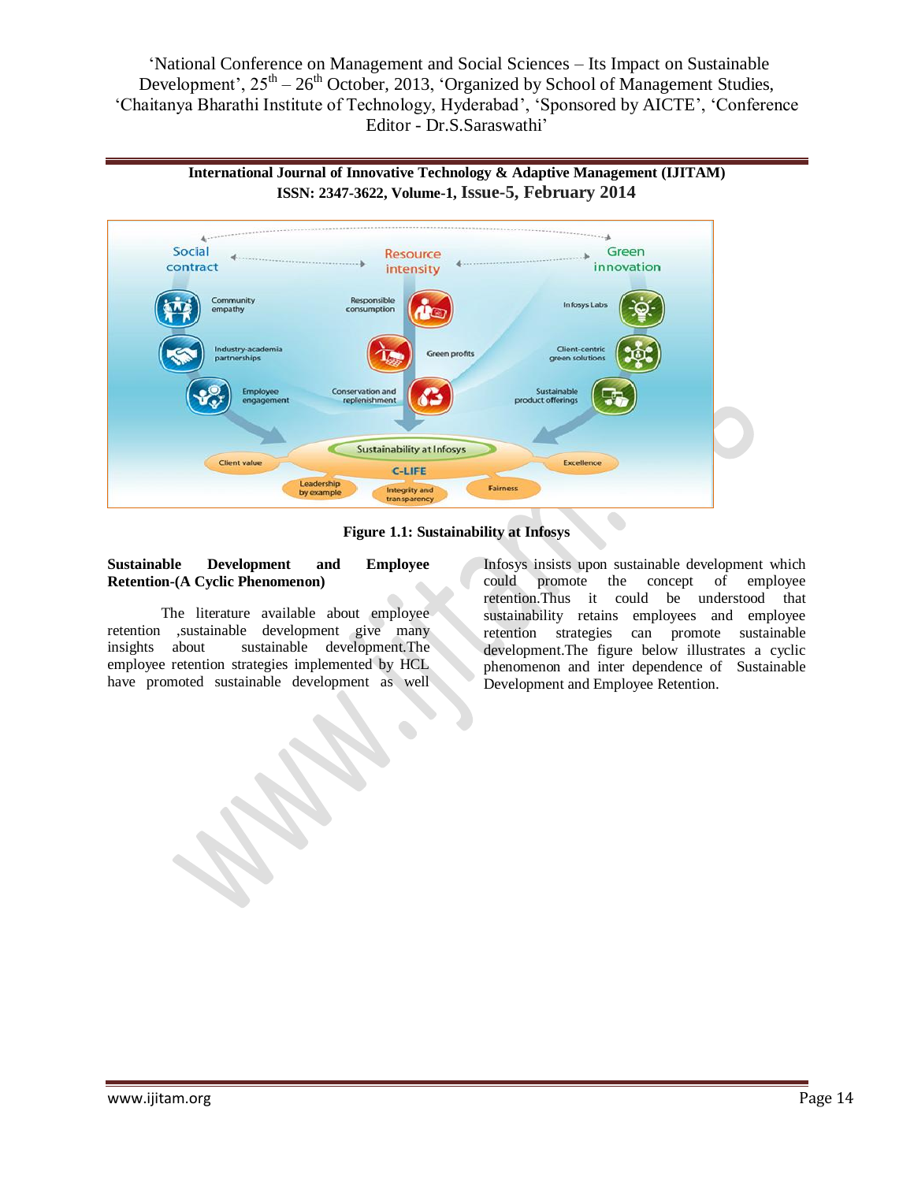Figure 1.1: Sustainability at Infosys

**Sustainable Development and Employee Retention-(A Cyclic Phenomenon)**

The literature available about employee retention ,sustainable development give many insights about sustainable development.The employee retention strategies implemented by HCL have promoted sustainable development as well Infosys insists upon sustainable development which could promote the concept of employee retention.Thus it could be understood that sustainability retains employees and employee retention strategies can promote sustainable development.The figure below illustrates a cyclic phenomenon and inter dependence of Sustainable Development and Employee Retention.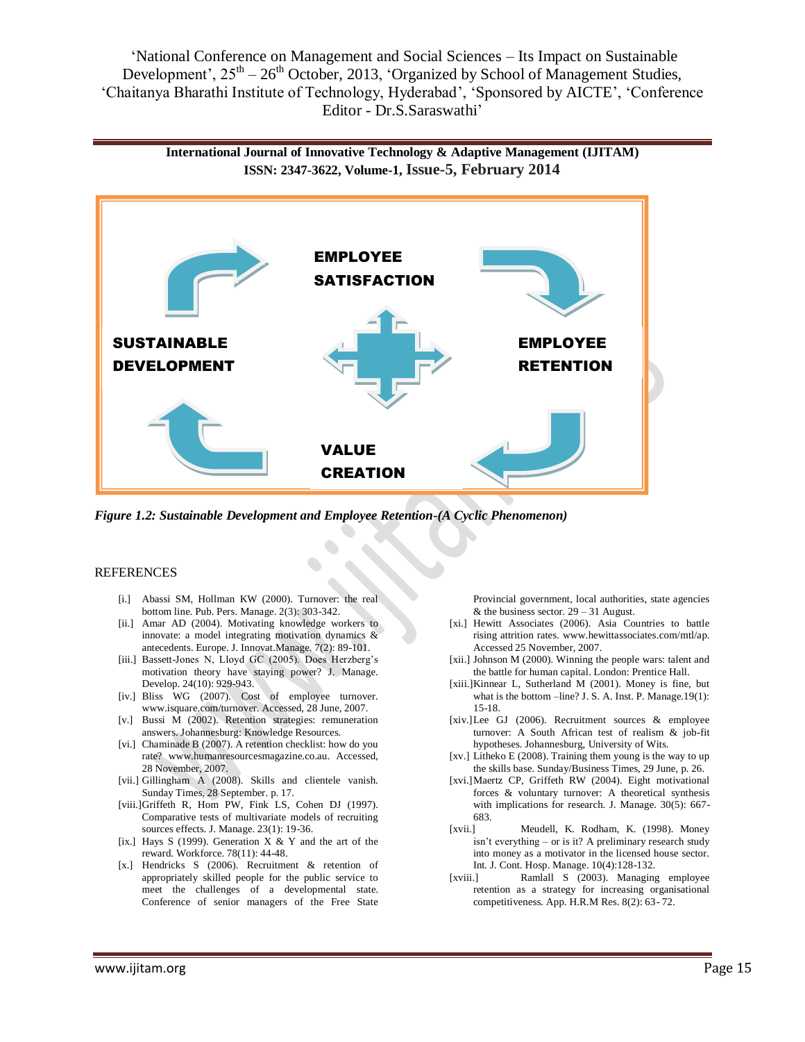EMPLOYEE SATISFACTION

SUSTAINABLE DEVELOPMENT

EMPLOYEE RETENTION

VALUE CREATION

*Figure 1.2: Sustainable Development and Employee Retention-(A Cyclic Phenomenon)*

## REFERENCES

[i.] Abassi SM, Hollman KW (2000). Turnover: the real bottom line. Pub. Pers. Manage. 2(3): 303-342.

[ii.] Amar AD (2004). Motivating knowledge workers to innovate: a model integrating motivation dynamics & antecedents. Europe. J. Innovat.Manage. 7(2): 89-101.

[iii.] Bassett-Jones N, Lloyd GC (2005). Does Herzberg's motivation theory have staying power? J. Manage. Develop. 24(10): 929-943.

[iv.] Bliss WG (2007). Cost of employee turnover. www.isquare.com/turnover. Accessed, 28 June, 2007.

[v.] Bussi M (2002). Retention strategies: remuneration answers. Johannesburg: Knowledge Resources.

[vi.] Chaminade B (2007). A retention checklist: how do you rate? www.humanresourcesmagazine.co.au. Accessed, 28 November, 2007.

[vii.] Gillingham A (2008). Skills and clientele vanish. Sunday Times, 28 September. p. 17.

[viii.] Griffeth R, Hom PW, Fink LS, Cohen DJ (1997). Comparative tests of multivariate models of recruiting sources effects. J. Manage. 23(1): 19-36.

[ix.] Hays S (1999). Generation X & Y and the art of the reward. Workforce. 78(11): 44-48.

[x.] Hendricks S (2006). Recruitment & retention of appropriately skilled people for the public service to meet the challenges of a developmental state. Conference of senior managers of the Free State Provincial government, local authorities, state agencies & the business sector. 29 – 31 August.

[xi.] Hewitt Associates (2006). Asia Countries to battle rising attrition rates. www.hewittassociates.com/mtl/ap. Accessed 25 November, 2007.

[xii.] Johnson M (2000). Winning the people wars: talent and the battle for human capital. London: Prentice Hall.

[xiii.] Kinnear L, Sutherland M (2001). Money is fine, but what is the bottom –line? J. S. A. Inst. P. Manage.19(1): 15-18.

[xiv.] Lee GJ (2006). Recruitment sources & employee turnover: A South African test of realism & job-fit hypotheses. Johannesburg, University of Wits.

[xv.] Litheko E (2008). Training them young is the way to up the skills base. Sunday/Business Times, 29 June, p. 26.

[xvi.] Maertz CP, Griffeth RW (2004). Eight motivational forces & voluntary turnover: A theoretical synthesis with implications for research. J. Manage. 30(5): 667-683.

[xvii.] Meudell, K. Rodham, K. (1998). Money isn't everything – or is it? A preliminary research study into money as a motivator in the licensed house sector. Int. J. Cont. Hosp. Manage. 10(4):128-132.

[xviii.] Ramlall S (2003). Managing employee retention as a strategy for increasing organisational competitiveness. App. H.R.M Res. 8(2): 63- 72.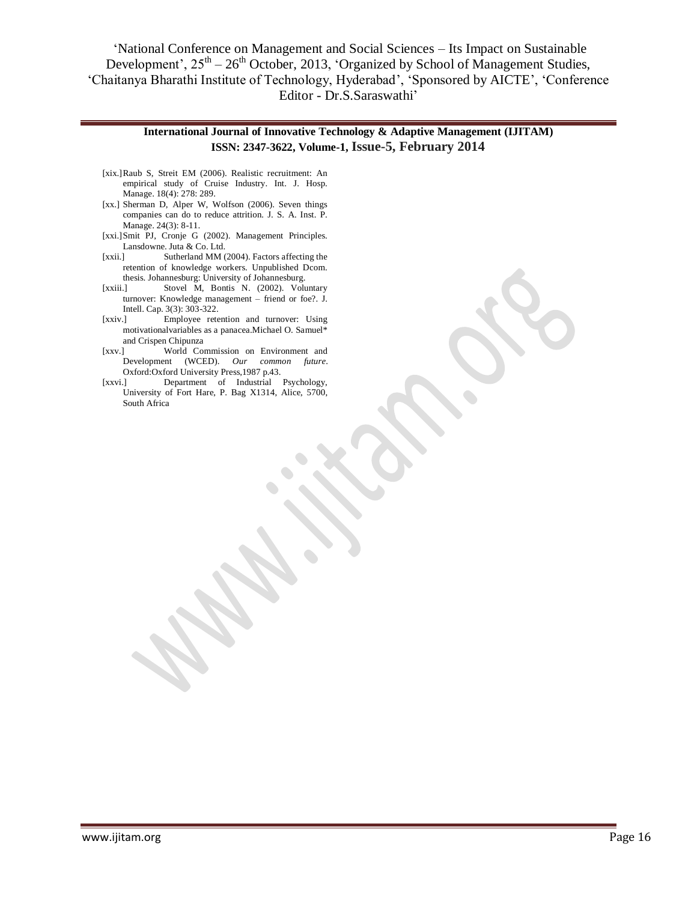[xix.] Raub S, Streit EM (2006). Realistic recruitment: An empirical study of Cruise Industry. Int. J. Hosp. Manage. 18(4): 278: 289.

[xx.] Sherman D, Alper W, Wolfson (2006). Seven things companies can do to reduce attrition. J. S. A. Inst. P. Manage. 24(3): 8-11.

[xxi.] Smit PJ, Cronje G (2002). Management Principles. Lansdowne. Juta & Co. Ltd.

[xxii.] Sutherland MM (2004). Factors affecting the retention of knowledge workers. Unpublished Dcom. thesis. Johannesburg: University of Johannesburg.

[xxiii.] Stovel M, Bontis N. (2002). Voluntary turnover: Knowledge management – friend or foe?. J. Intell. Cap. 3(3): 303-322.

[xxiv.] Employee retention and turnover: Using motivationalvariables as a panacea.Michael O. Samuel* and Crispen Chipunza

[xxv.] World Commission on Environment and Development (WCED). *Our common future*. Oxford:Oxford University Press,1987 p.43.

[xxvi.] Department of Industrial Psychology, University of Fort Hare, P. Bag X1314, Alice, 5700, South Africa